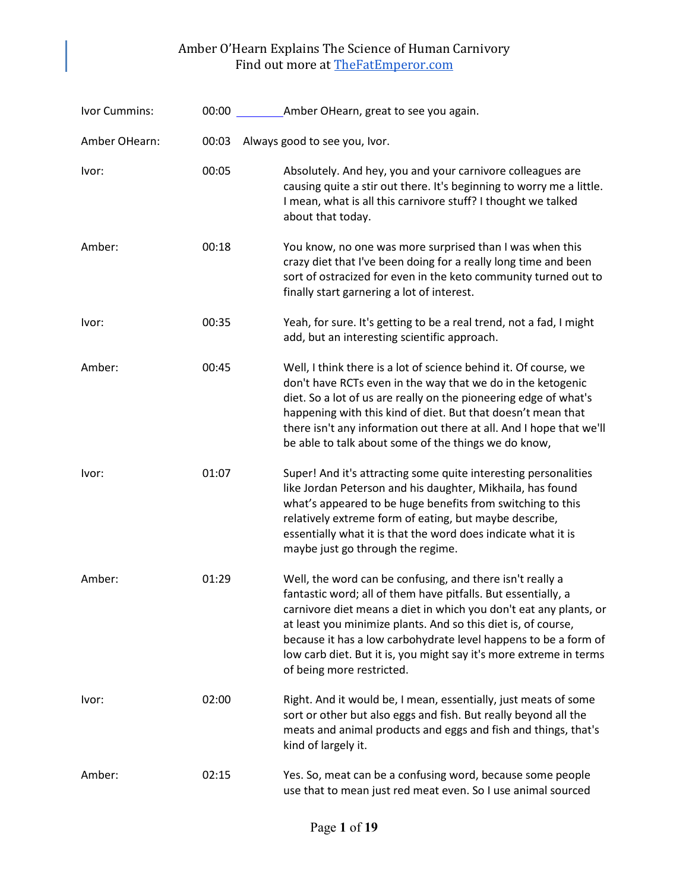# Amber O'Hearn Explains The Science of Human Carnivory

Find out more at TheFatEmperor.com

| | | |
|---|---|---|
| Ivor Cummins: | 00:00 | Amber OHearn, great to see you again. |
| Amber OHearn: | 00:03 | Always good to see you, Ivor. |
| Ivor: | 00:05 | Absolutely. And hey, you and your carnivore colleagues are causing quite a stir out there. It's beginning to worry me a little. I mean, what is all this carnivore stuff? I thought we talked about that today. |
| Amber: | 00:18 | You know, no one was more surprised than I was when this crazy diet that I've been doing for a really long time and been sort of ostracized for even in the keto community turned out to finally start garnering a lot of interest. |
| Ivor: | 00:35 | Yeah, for sure. It's getting to be a real trend, not a fad, I might add, but an interesting scientific approach. |
| Amber: | 00:45 | Well, I think there is a lot of science behind it. Of course, we don't have RCTs even in the way that we do in the ketogenic diet. So a lot of us are really on the pioneering edge of what's happening with this kind of diet. But that doesn't mean that there isn't any information out there at all. And I hope that we'll be able to talk about some of the things we do know, |
| Ivor: | 01:07 | Super! And it's attracting some quite interesting personalities like Jordan Peterson and his daughter, Mikhaila, has found what's appeared to be huge benefits from switching to this relatively extreme form of eating, but maybe describe, essentially what it is that the word does indicate what it is maybe just go through the regime. |
| Amber: | 01:29 | Well, the word can be confusing, and there isn't really a fantastic word; all of them have pitfalls. But essentially, a carnivore diet means a diet in which you don't eat any plants, or at least you minimize plants. And so this diet is, of course, because it has a low carbohydrate level happens to be a form of low carb diet. But it is, you might say it's more extreme in terms of being more restricted. |
| Ivor: | 02:00 | Right. And it would be, I mean, essentially, just meats of some sort or other but also eggs and fish. But really beyond all the meats and animal products and eggs and fish and things, that's kind of largely it. |
| Amber: | 02:15 | Yes. So, meat can be a confusing word, because some people use that to mean just red meat even. So I use animal sourced |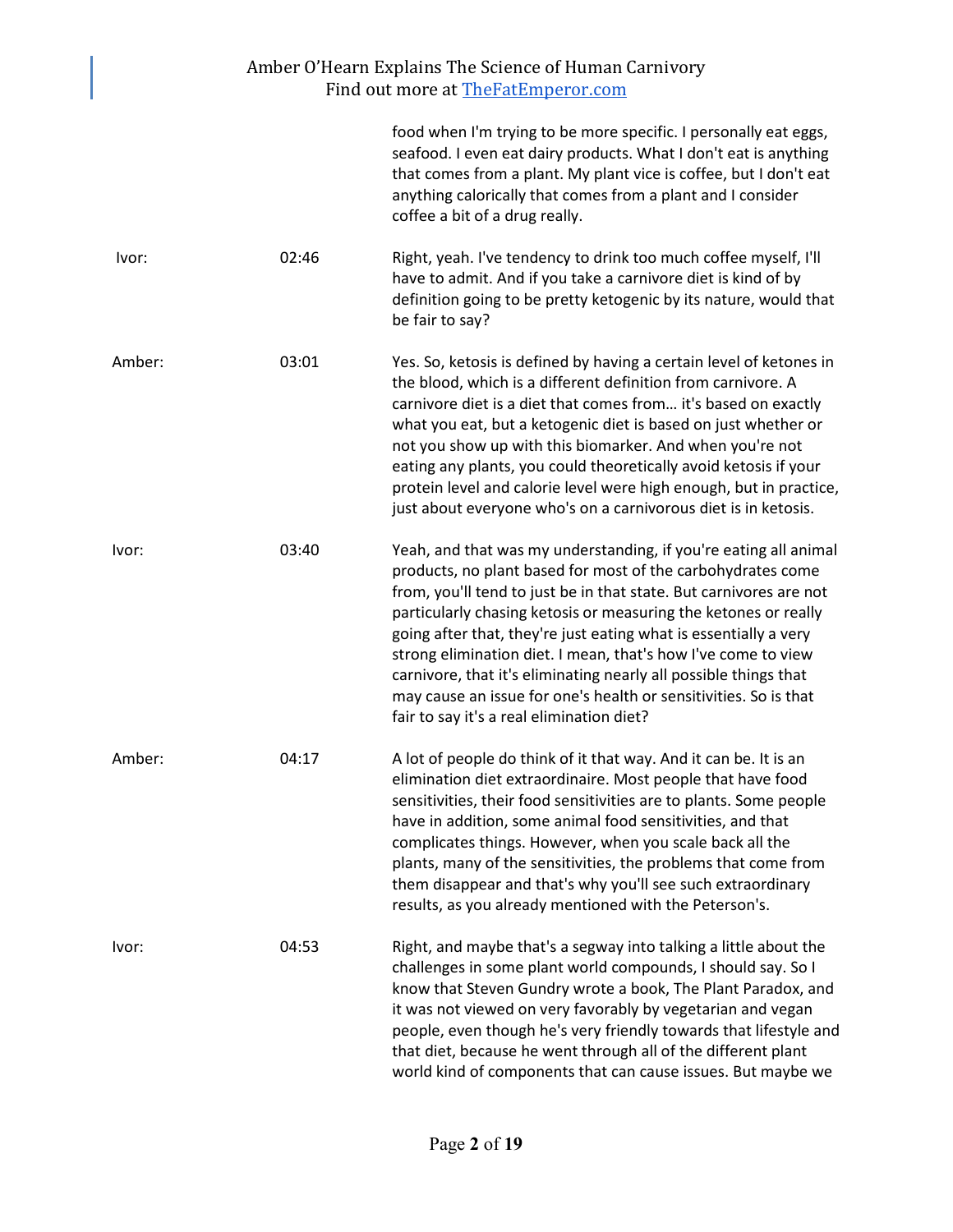food when I'm trying to be more specific. I personally eat eggs, seafood. I even eat dairy products. What I don't eat is anything that comes from a plant. My plant vice is coffee, but I don't eat anything calorically that comes from a plant and I consider coffee a bit of a drug really.

| Speaker | Time | Text |
|---|---|---|
| Ivor: | 02:46 | Right, yeah. I've tendency to drink too much coffee myself, I'll have to admit. And if you take a carnivore diet is kind of by definition going to be pretty ketogenic by its nature, would that be fair to say? |
| Amber: | 03:01 | Yes. So, ketosis is defined by having a certain level of ketones in the blood, which is a different definition from carnivore. A carnivore diet is a diet that comes from… it's based on exactly what you eat, but a ketogenic diet is based on just whether or not you show up with this biomarker. And when you're not eating any plants, you could theoretically avoid ketosis if your protein level and calorie level were high enough, but in practice, just about everyone who's on a carnivorous diet is in ketosis. |
| Ivor: | 03:40 | Yeah, and that was my understanding, if you're eating all animal products, no plant based for most of the carbohydrates come from, you'll tend to just be in that state. But carnivores are not particularly chasing ketosis or measuring the ketones or really going after that, they're just eating what is essentially a very strong elimination diet. I mean, that's how I've come to view carnivore, that it's eliminating nearly all possible things that may cause an issue for one's health or sensitivities. So is that fair to say it's a real elimination diet? |
| Amber: | 04:17 | A lot of people do think of it that way. And it can be. It is an elimination diet extraordinaire. Most people that have food sensitivities, their food sensitivities are to plants. Some people have in addition, some animal food sensitivities, and that complicates things. However, when you scale back all the plants, many of the sensitivities, the problems that come from them disappear and that's why you'll see such extraordinary results, as you already mentioned with the Peterson's. |
| Ivor: | 04:53 | Right, and maybe that's a segway into talking a little about the challenges in some plant world compounds, I should say. So I know that Steven Gundry wrote a book, The Plant Paradox, and it was not viewed on very favorably by vegetarian and vegan people, even though he's very friendly towards that lifestyle and that diet, because he went through all of the different plant world kind of components that can cause issues. But maybe we |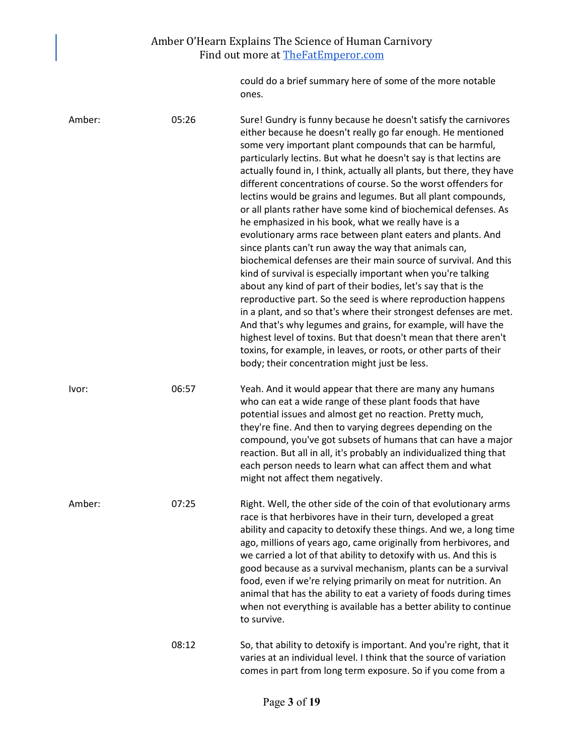could do a brief summary here of some of the more notable ones.

| | | |
|---|---|---|
| Amber: | 05:26 | Sure! Gundry is funny because he doesn't satisfy the carnivores either because he doesn't really go far enough. He mentioned some very important plant compounds that can be harmful, particularly lectins. But what he doesn't say is that lectins are actually found in, I think, actually all plants, but there, they have different concentrations of course. So the worst offenders for lectins would be grains and legumes. But all plant compounds, or all plants rather have some kind of biochemical defenses. As he emphasized in his book, what we really have is a evolutionary arms race between plant eaters and plants. And since plants can't run away the way that animals can, biochemical defenses are their main source of survival. And this kind of survival is especially important when you're talking about any kind of part of their bodies, let's say that is the reproductive part. So the seed is where reproduction happens in a plant, and so that's where their strongest defenses are met. And that's why legumes and grains, for example, will have the highest level of toxins. But that doesn't mean that there aren't toxins, for example, in leaves, or roots, or other parts of their body; their concentration might just be less. |
| Ivor: | 06:57 | Yeah. And it would appear that there are many any humans who can eat a wide range of these plant foods that have potential issues and almost get no reaction. Pretty much, they're fine. And then to varying degrees depending on the compound, you've got subsets of humans that can have a major reaction. But all in all, it's probably an individualized thing that each person needs to learn what can affect them and what might not affect them negatively. |
| Amber: | 07:25 | Right. Well, the other side of the coin of that evolutionary arms race is that herbivores have in their turn, developed a great ability and capacity to detoxify these things. And we, a long time ago, millions of years ago, came originally from herbivores, and we carried a lot of that ability to detoxify with us. And this is good because as a survival mechanism, plants can be a survival food, even if we're relying primarily on meat for nutrition. An animal that has the ability to eat a variety of foods during times when not everything is available has a better ability to continue to survive. |
| | 08:12 | So, that ability to detoxify is important. And you're right, that it varies at an individual level. I think that the source of variation comes in part from long term exposure. So if you come from a |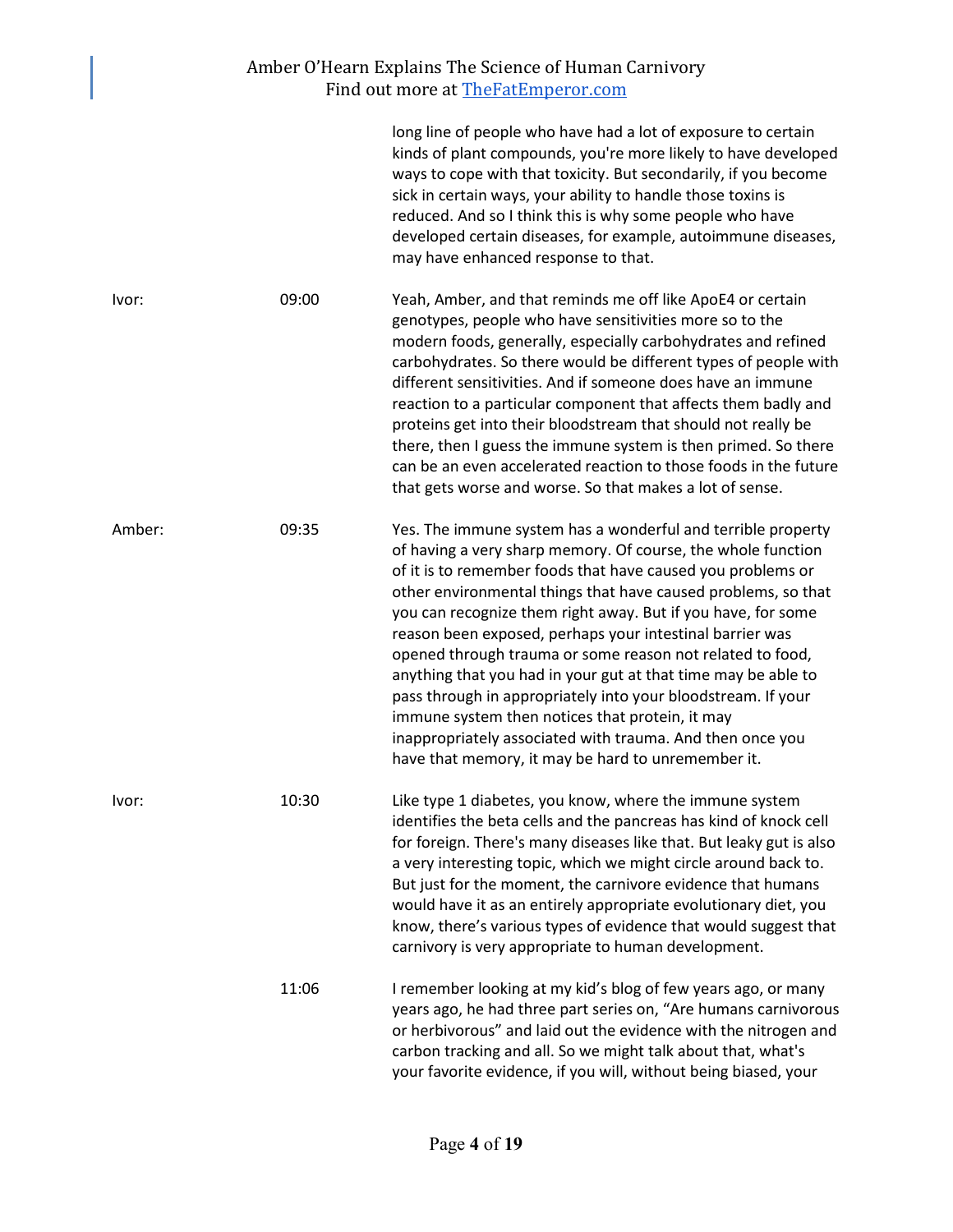| | | |
|---|---|---|
| | | long line of people who have had a lot of exposure to certain kinds of plant compounds, you're more likely to have developed ways to cope with that toxicity. But secondarily, if you become sick in certain ways, your ability to handle those toxins is reduced. And so I think this is why some people who have developed certain diseases, for example, autoimmune diseases, may have enhanced response to that. |
| Ivor: | 09:00 | Yeah, Amber, and that reminds me off like ApoE4 or certain genotypes, people who have sensitivities more so to the modern foods, generally, especially carbohydrates and refined carbohydrates. So there would be different types of people with different sensitivities. And if someone does have an immune reaction to a particular component that affects them badly and proteins get into their bloodstream that should not really be there, then I guess the immune system is then primed. So there can be an even accelerated reaction to those foods in the future that gets worse and worse. So that makes a lot of sense. |
| Amber: | 09:35 | Yes. The immune system has a wonderful and terrible property of having a very sharp memory. Of course, the whole function of it is to remember foods that have caused you problems or other environmental things that have caused problems, so that you can recognize them right away. But if you have, for some reason been exposed, perhaps your intestinal barrier was opened through trauma or some reason not related to food, anything that you had in your gut at that time may be able to pass through in appropriately into your bloodstream. If your immune system then notices that protein, it may inappropriately associated with trauma. And then once you have that memory, it may be hard to unremember it. |
| Ivor: | 10:30 | Like type 1 diabetes, you know, where the immune system identifies the beta cells and the pancreas has kind of knock cell for foreign. There's many diseases like that. But leaky gut is also a very interesting topic, which we might circle around back to. But just for the moment, the carnivore evidence that humans would have it as an entirely appropriate evolutionary diet, you know, there's various types of evidence that would suggest that carnivory is very appropriate to human development. |
| | 11:06 | I remember looking at my kid's blog of few years ago, or many years ago, he had three part series on, "Are humans carnivorous or herbivorous" and laid out the evidence with the nitrogen and carbon tracking and all. So we might talk about that, what's your favorite evidence, if you will, without being biased, your |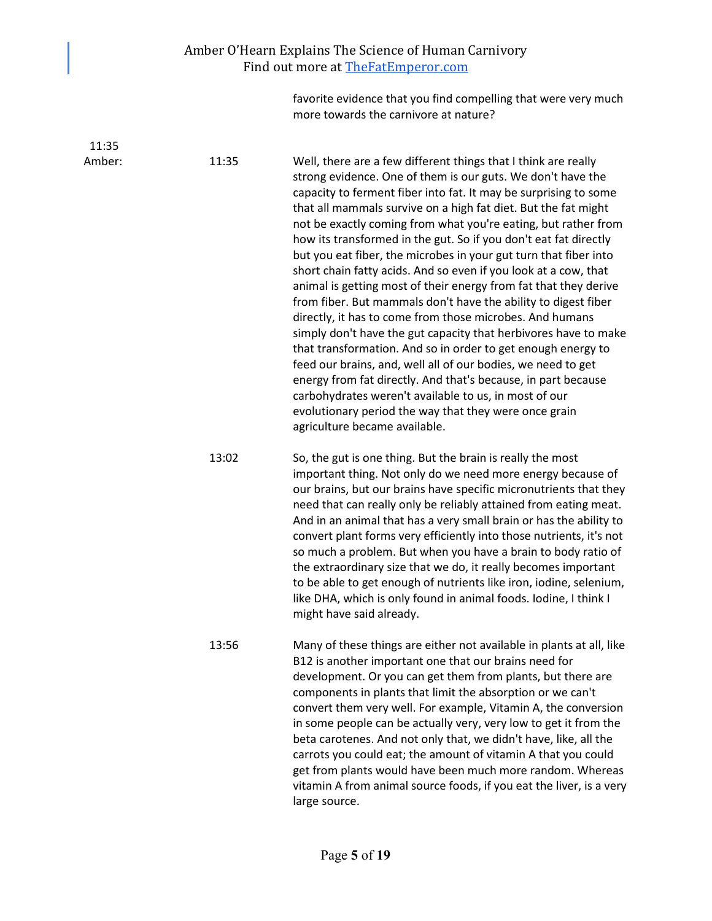favorite evidence that you find compelling that were very much more towards the carnivore at nature?

11:35 Amber: 11:35

Well, there are a few different things that I think are really strong evidence. One of them is our guts. We don't have the capacity to ferment fiber into fat. It may be surprising to some that all mammals survive on a high fat diet. But the fat might not be exactly coming from what you're eating, but rather from how its transformed in the gut. So if you don't eat fat directly but you eat fiber, the microbes in your gut turn that fiber into short chain fatty acids. And so even if you look at a cow, that animal is getting most of their energy from fat that they derive from fiber. But mammals don't have the ability to digest fiber directly, it has to come from those microbes. And humans simply don't have the gut capacity that herbivores have to make that transformation. And so in order to get enough energy to feed our brains, and, well all of our bodies, we need to get energy from fat directly. And that's because, in part because carbohydrates weren't available to us, in most of our evolutionary period the way that they were once grain agriculture became available.

13:02

So, the gut is one thing. But the brain is really the most important thing. Not only do we need more energy because of our brains, but our brains have specific micronutrients that they need that can really only be reliably attained from eating meat. And in an animal that has a very small brain or has the ability to convert plant forms very efficiently into those nutrients, it's not so much a problem. But when you have a brain to body ratio of the extraordinary size that we do, it really becomes important to be able to get enough of nutrients like iron, iodine, selenium, like DHA, which is only found in animal foods. Iodine, I think I might have said already.

13:56

Many of these things are either not available in plants at all, like B12 is another important one that our brains need for development. Or you can get them from plants, but there are components in plants that limit the absorption or we can't convert them very well. For example, Vitamin A, the conversion in some people can be actually very, very low to get it from the beta carotenes. And not only that, we didn't have, like, all the carrots you could eat; the amount of vitamin A that you could get from plants would have been much more random. Whereas vitamin A from animal source foods, if you eat the liver, is a very large source.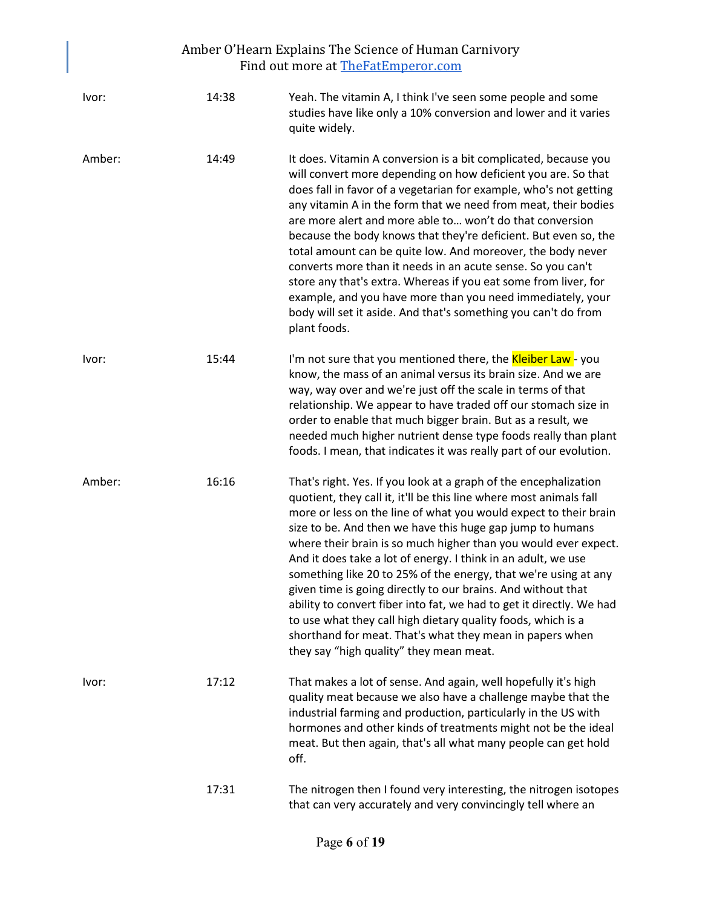| | | |
|---|---|---|
| Ivor: | 14:38 | Yeah. The vitamin A, I think I've seen some people and some studies have like only a 10% conversion and lower and it varies quite widely. |
| Amber: | 14:49 | It does. Vitamin A conversion is a bit complicated, because you will convert more depending on how deficient you are. So that does fall in favor of a vegetarian for example, who's not getting any vitamin A in the form that we need from meat, their bodies are more alert and more able to… won't do that conversion because the body knows that they're deficient. But even so, the total amount can be quite low. And moreover, the body never converts more than it needs in an acute sense. So you can't store any that's extra. Whereas if you eat some from liver, for example, and you have more than you need immediately, your body will set it aside. And that's something you can't do from plant foods. |
| Ivor: | 15:44 | I'm not sure that you mentioned there, the Kleiber Law - you know, the mass of an animal versus its brain size. And we are way, way over and we're just off the scale in terms of that relationship. We appear to have traded off our stomach size in order to enable that much bigger brain. But as a result, we needed much higher nutrient dense type foods really than plant foods. I mean, that indicates it was really part of our evolution. |
| Amber: | 16:16 | That's right. Yes. If you look at a graph of the encephalization quotient, they call it, it'll be this line where most animals fall more or less on the line of what you would expect to their brain size to be. And then we have this huge gap jump to humans where their brain is so much higher than you would ever expect. And it does take a lot of energy. I think in an adult, we use something like 20 to 25% of the energy, that we're using at any given time is going directly to our brains. And without that ability to convert fiber into fat, we had to get it directly. We had to use what they call high dietary quality foods, which is a shorthand for meat. That's what they mean in papers when they say "high quality" they mean meat. |
| Ivor: | 17:12 | That makes a lot of sense. And again, well hopefully it's high quality meat because we also have a challenge maybe that the industrial farming and production, particularly in the US with hormones and other kinds of treatments might not be the ideal meat. But then again, that's all what many people can get hold off. |
| | 17:31 | The nitrogen then I found very interesting, the nitrogen isotopes that can very accurately and very convincingly tell where an |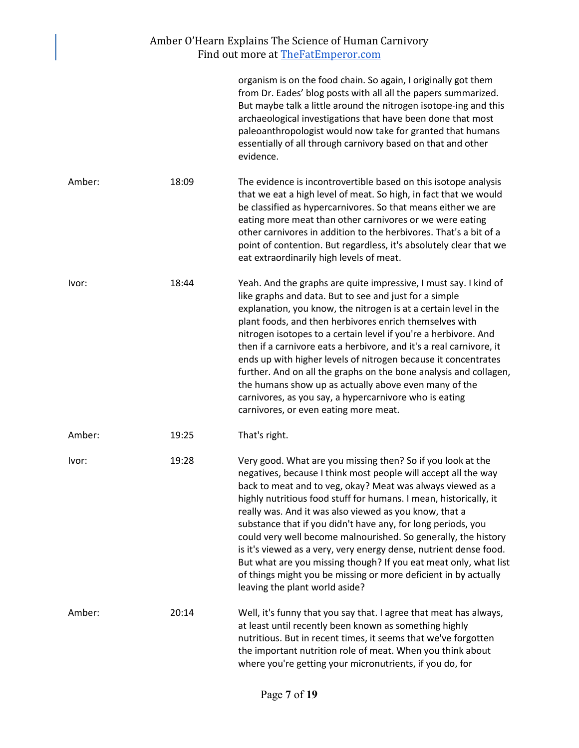| | | |
|---|---|---|
| | | organism is on the food chain. So again, I originally got them from Dr. Eades' blog posts with all all the papers summarized. But maybe talk a little around the nitrogen isotope-ing and this archaeological investigations that have been done that most paleoanthropologist would now take for granted that humans essentially of all through carnivory based on that and other evidence. |
| Amber: | 18:09 | The evidence is incontrovertible based on this isotope analysis that we eat a high level of meat. So high, in fact that we would be classified as hypercarnivores. So that means either we are eating more meat than other carnivores or we were eating other carnivores in addition to the herbivores. That's a bit of a point of contention. But regardless, it's absolutely clear that we eat extraordinarily high levels of meat. |
| Ivor: | 18:44 | Yeah. And the graphs are quite impressive, I must say. I kind of like graphs and data. But to see and just for a simple explanation, you know, the nitrogen is at a certain level in the plant foods, and then herbivores enrich themselves with nitrogen isotopes to a certain level if you're a herbivore. And then if a carnivore eats a herbivore, and it's a real carnivore, it ends up with higher levels of nitrogen because it concentrates further. And on all the graphs on the bone analysis and collagen, the humans show up as actually above even many of the carnivores, as you say, a hypercarnivore who is eating carnivores, or even eating more meat. |
| Amber: | 19:25 | That's right. |
| Ivor: | 19:28 | Very good. What are you missing then? So if you look at the negatives, because I think most people will accept all the way back to meat and to veg, okay? Meat was always viewed as a highly nutritious food stuff for humans. I mean, historically, it really was. And it was also viewed as you know, that a substance that if you didn't have any, for long periods, you could very well become malnourished. So generally, the history is it's viewed as a very, very energy dense, nutrient dense food. But what are you missing though? If you eat meat only, what list of things might you be missing or more deficient in by actually leaving the plant world aside? |
| Amber: | 20:14 | Well, it's funny that you say that. I agree that meat has always, at least until recently been known as something highly nutritious. But in recent times, it seems that we've forgotten the important nutrition role of meat. When you think about where you're getting your micronutrients, if you do, for |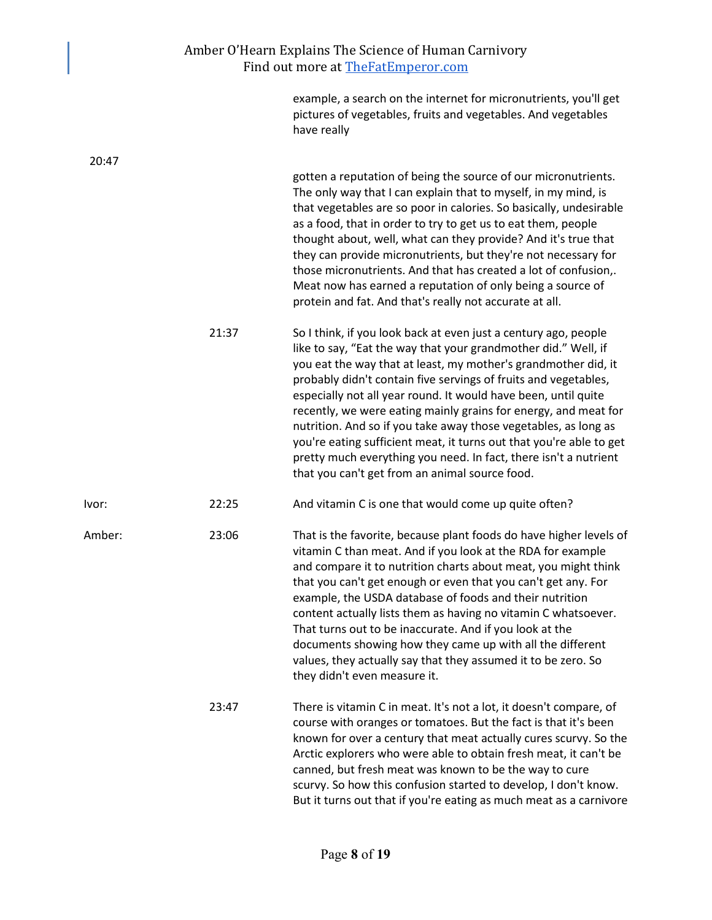example, a search on the internet for micronutrients, you'll get pictures of vegetables, fruits and vegetables. And vegetables have really

20:47

gotten a reputation of being the source of our micronutrients. The only way that I can explain that to myself, in my mind, is that vegetables are so poor in calories. So basically, undesirable as a food, that in order to try to get us to eat them, people thought about, well, what can they provide? And it's true that they can provide micronutrients, but they're not necessary for those micronutrients. And that has created a lot of confusion,. Meat now has earned a reputation of only being a source of protein and fat. And that's really not accurate at all.

21:37 So I think, if you look back at even just a century ago, people like to say, "Eat the way that your grandmother did." Well, if you eat the way that at least, my mother's grandmother did, it probably didn't contain five servings of fruits and vegetables, especially not all year round. It would have been, until quite recently, we were eating mainly grains for energy, and meat for nutrition. And so if you take away those vegetables, as long as you're eating sufficient meat, it turns out that you're able to get pretty much everything you need. In fact, there isn't a nutrient that you can't get from an animal source food.

Ivor: 22:25 And vitamin C is one that would come up quite often?

Amber: 23:06 That is the favorite, because plant foods do have higher levels of vitamin C than meat. And if you look at the RDA for example and compare it to nutrition charts about meat, you might think that you can't get enough or even that you can't get any. For example, the USDA database of foods and their nutrition content actually lists them as having no vitamin C whatsoever. That turns out to be inaccurate. And if you look at the documents showing how they came up with all the different values, they actually say that they assumed it to be zero. So they didn't even measure it.

23:47 There is vitamin C in meat. It's not a lot, it doesn't compare, of course with oranges or tomatoes. But the fact is that it's been known for over a century that meat actually cures scurvy. So the Arctic explorers who were able to obtain fresh meat, it can't be canned, but fresh meat was known to be the way to cure scurvy. So how this confusion started to develop, I don't know. But it turns out that if you're eating as much meat as a carnivore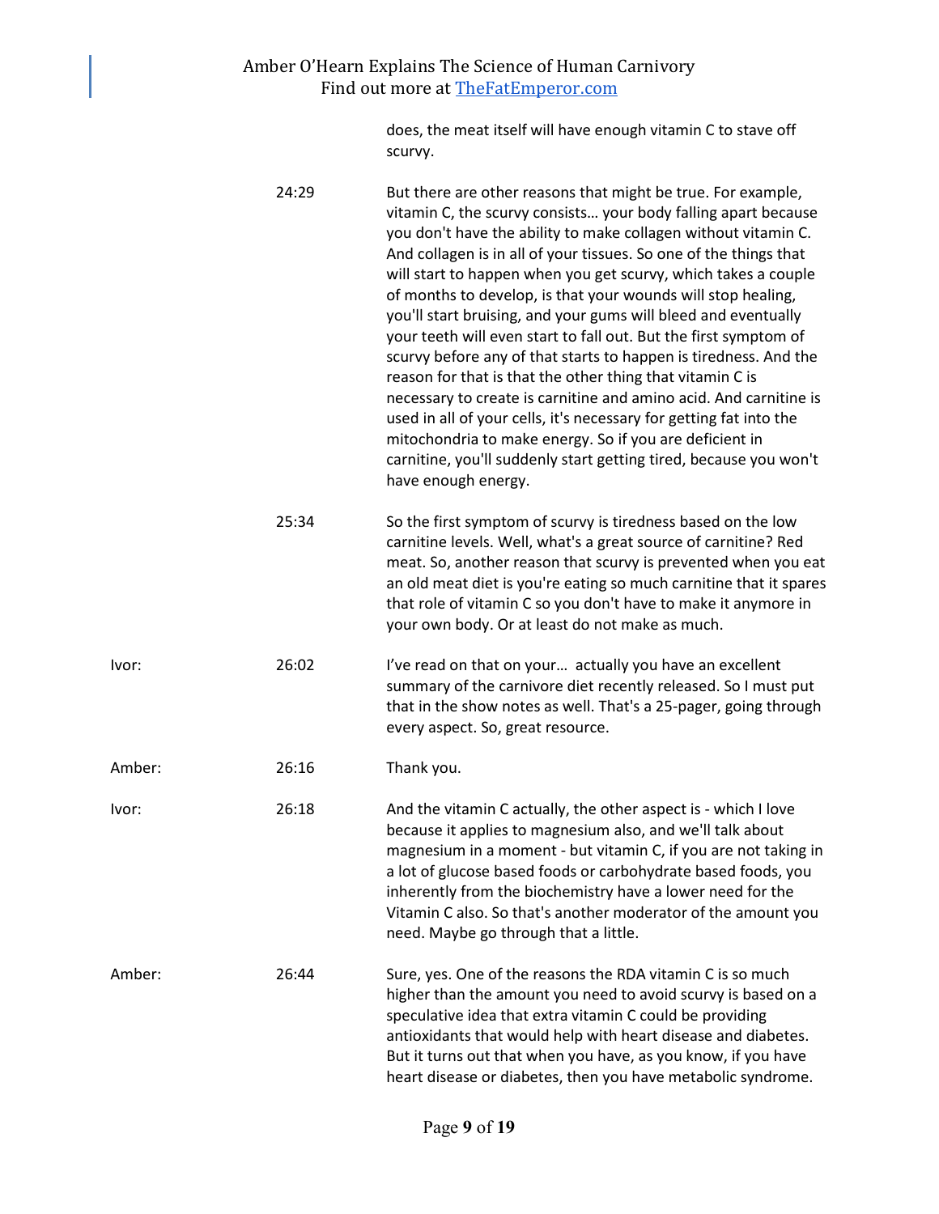does, the meat itself will have enough vitamin C to stave off scurvy.

| | | |
|---|---|---|
| | 24:29 | But there are other reasons that might be true. For example, vitamin C, the scurvy consists… your body falling apart because you don't have the ability to make collagen without vitamin C. And collagen is in all of your tissues. So one of the things that will start to happen when you get scurvy, which takes a couple of months to develop, is that your wounds will stop healing, you'll start bruising, and your gums will bleed and eventually your teeth will even start to fall out. But the first symptom of scurvy before any of that starts to happen is tiredness. And the reason for that is that the other thing that vitamin C is necessary to create is carnitine and amino acid. And carnitine is used in all of your cells, it's necessary for getting fat into the mitochondria to make energy. So if you are deficient in carnitine, you'll suddenly start getting tired, because you won't have enough energy. |
| | 25:34 | So the first symptom of scurvy is tiredness based on the low carnitine levels. Well, what's a great source of carnitine? Red meat. So, another reason that scurvy is prevented when you eat an old meat diet is you're eating so much carnitine that it spares that role of vitamin C so you don't have to make it anymore in your own body. Or at least do not make as much. |
| Ivor: | 26:02 | I've read on that on your… actually you have an excellent summary of the carnivore diet recently released. So I must put that in the show notes as well. That's a 25-pager, going through every aspect. So, great resource. |
| Amber: | 26:16 | Thank you. |
| Ivor: | 26:18 | And the vitamin C actually, the other aspect is - which I love because it applies to magnesium also, and we'll talk about magnesium in a moment - but vitamin C, if you are not taking in a lot of glucose based foods or carbohydrate based foods, you inherently from the biochemistry have a lower need for the Vitamin C also. So that's another moderator of the amount you need. Maybe go through that a little. |
| Amber: | 26:44 | Sure, yes. One of the reasons the RDA vitamin C is so much higher than the amount you need to avoid scurvy is based on a speculative idea that extra vitamin C could be providing antioxidants that would help with heart disease and diabetes. But it turns out that when you have, as you know, if you have heart disease or diabetes, then you have metabolic syndrome. |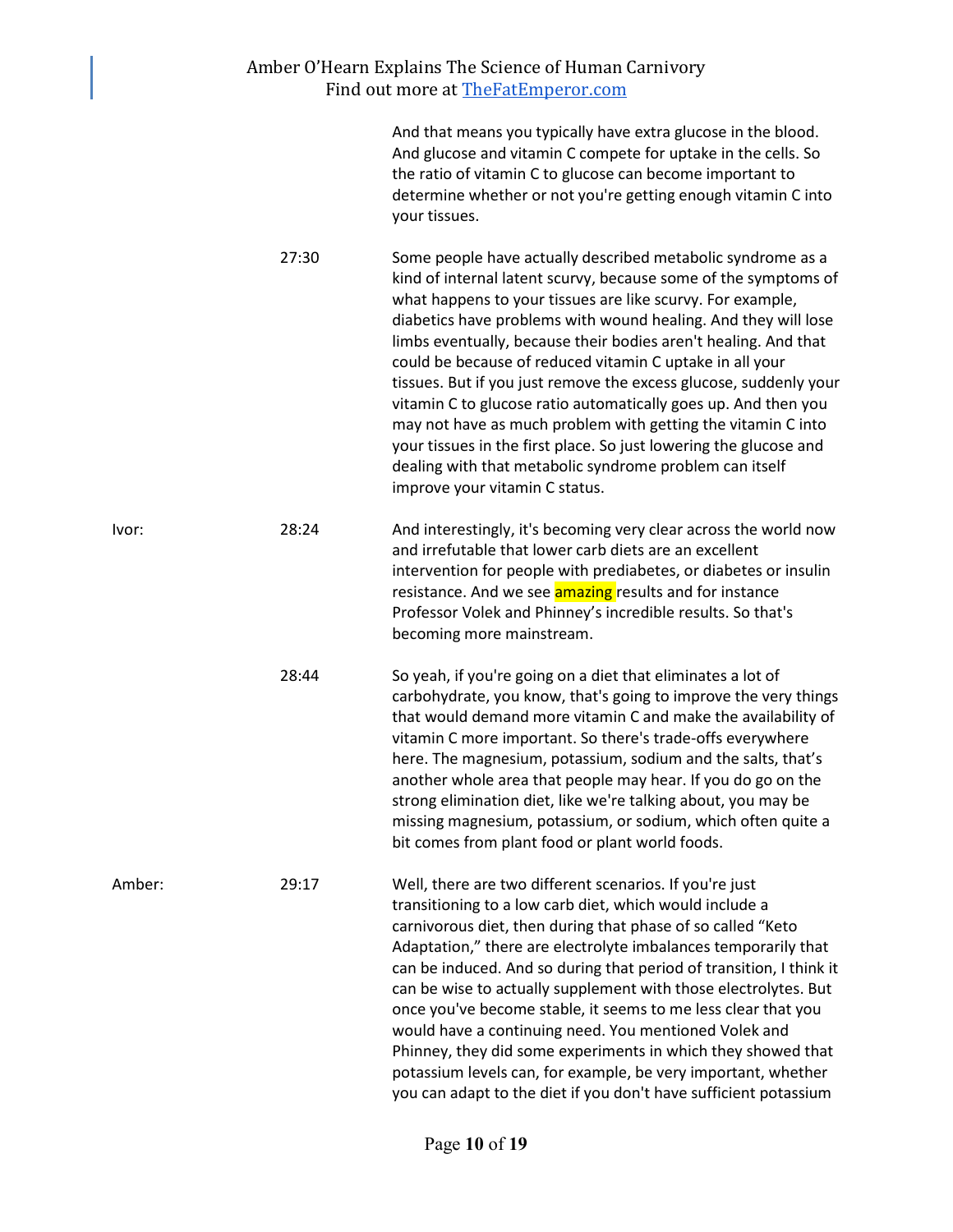And that means you typically have extra glucose in the blood. And glucose and vitamin C compete for uptake in the cells. So the ratio of vitamin C to glucose can become important to determine whether or not you're getting enough vitamin C into your tissues.

27:30 — Some people have actually described metabolic syndrome as a kind of internal latent scurvy, because some of the symptoms of what happens to your tissues are like scurvy. For example, diabetics have problems with wound healing. And they will lose limbs eventually, because their bodies aren't healing. And that could be because of reduced vitamin C uptake in all your tissues. But if you just remove the excess glucose, suddenly your vitamin C to glucose ratio automatically goes up. And then you may not have as much problem with getting the vitamin C into your tissues in the first place. So just lowering the glucose and dealing with that metabolic syndrome problem can itself improve your vitamin C status.

**Ivor:** 28:24 — And interestingly, it's becoming very clear across the world now and irrefutable that lower carb diets are an excellent intervention for people with prediabetes, or diabetes or insulin resistance. And we see amazing results and for instance Professor Volek and Phinney's incredible results. So that's becoming more mainstream.

28:44 — So yeah, if you're going on a diet that eliminates a lot of carbohydrate, you know, that's going to improve the very things that would demand more vitamin C and make the availability of vitamin C more important. So there's trade-offs everywhere here. The magnesium, potassium, sodium and the salts, that's another whole area that people may hear. If you do go on the strong elimination diet, like we're talking about, you may be missing magnesium, potassium, or sodium, which often quite a bit comes from plant food or plant world foods.

**Amber:** 29:17 — Well, there are two different scenarios. If you're just transitioning to a low carb diet, which would include a carnivorous diet, then during that phase of so called "Keto Adaptation," there are electrolyte imbalances temporarily that can be induced. And so during that period of transition, I think it can be wise to actually supplement with those electrolytes. But once you've become stable, it seems to me less clear that you would have a continuing need. You mentioned Volek and Phinney, they did some experiments in which they showed that potassium levels can, for example, be very important, whether you can adapt to the diet if you don't have sufficient potassium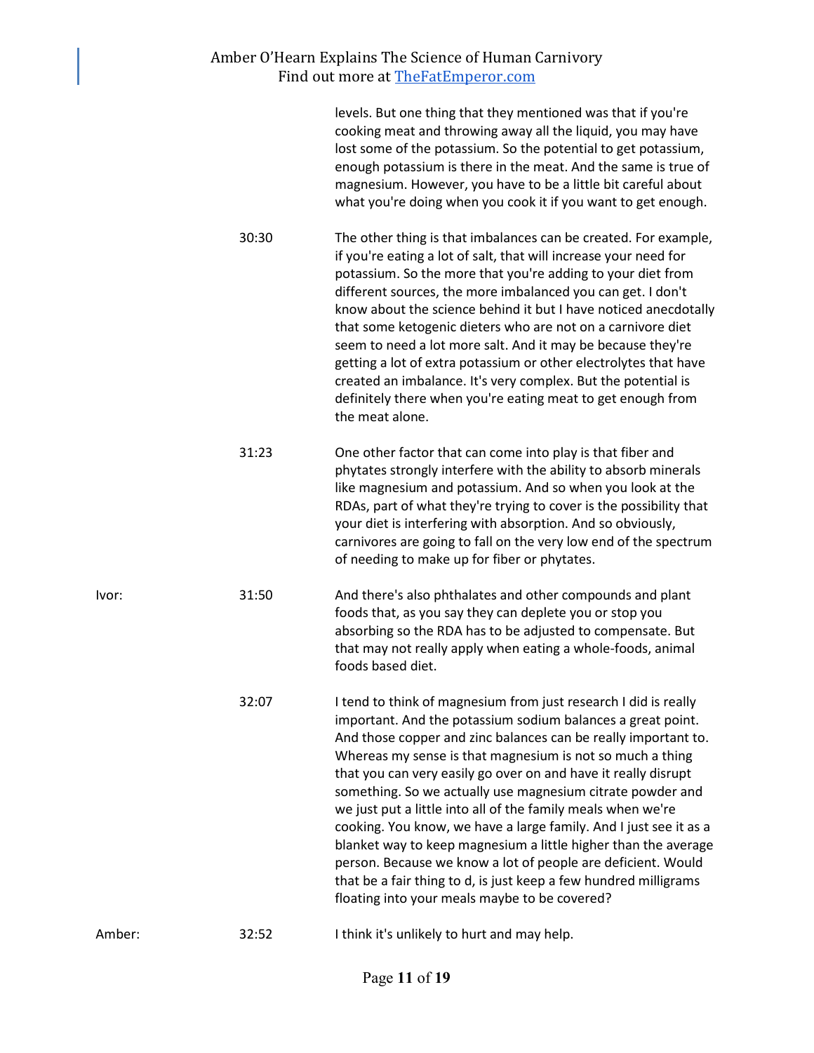levels. But one thing that they mentioned was that if you're cooking meat and throwing away all the liquid, you may have lost some of the potassium. So the potential to get potassium, enough potassium is there in the meat. And the same is true of magnesium. However, you have to be a little bit careful about what you're doing when you cook it if you want to get enough.

30:30 The other thing is that imbalances can be created. For example, if you're eating a lot of salt, that will increase your need for potassium. So the more that you're adding to your diet from different sources, the more imbalanced you can get. I don't know about the science behind it but I have noticed anecdotally that some ketogenic dieters who are not on a carnivore diet seem to need a lot more salt. And it may be because they're getting a lot of extra potassium or other electrolytes that have created an imbalance. It's very complex. But the potential is definitely there when you're eating meat to get enough from the meat alone.

31:23 One other factor that can come into play is that fiber and phytates strongly interfere with the ability to absorb minerals like magnesium and potassium. And so when you look at the RDAs, part of what they're trying to cover is the possibility that your diet is interfering with absorption. And so obviously, carnivores are going to fall on the very low end of the spectrum of needing to make up for fiber or phytates.

Ivor: 31:50 And there's also phthalates and other compounds and plant foods that, as you say they can deplete you or stop you absorbing so the RDA has to be adjusted to compensate. But that may not really apply when eating a whole-foods, animal foods based diet.

32:07 I tend to think of magnesium from just research I did is really important. And the potassium sodium balances a great point. And those copper and zinc balances can be really important to. Whereas my sense is that magnesium is not so much a thing that you can very easily go over on and have it really disrupt something. So we actually use magnesium citrate powder and we just put a little into all of the family meals when we're cooking. You know, we have a large family. And I just see it as a blanket way to keep magnesium a little higher than the average person. Because we know a lot of people are deficient. Would that be a fair thing to d, is just keep a few hundred milligrams floating into your meals maybe to be covered?

Amber: 32:52 I think it's unlikely to hurt and may help.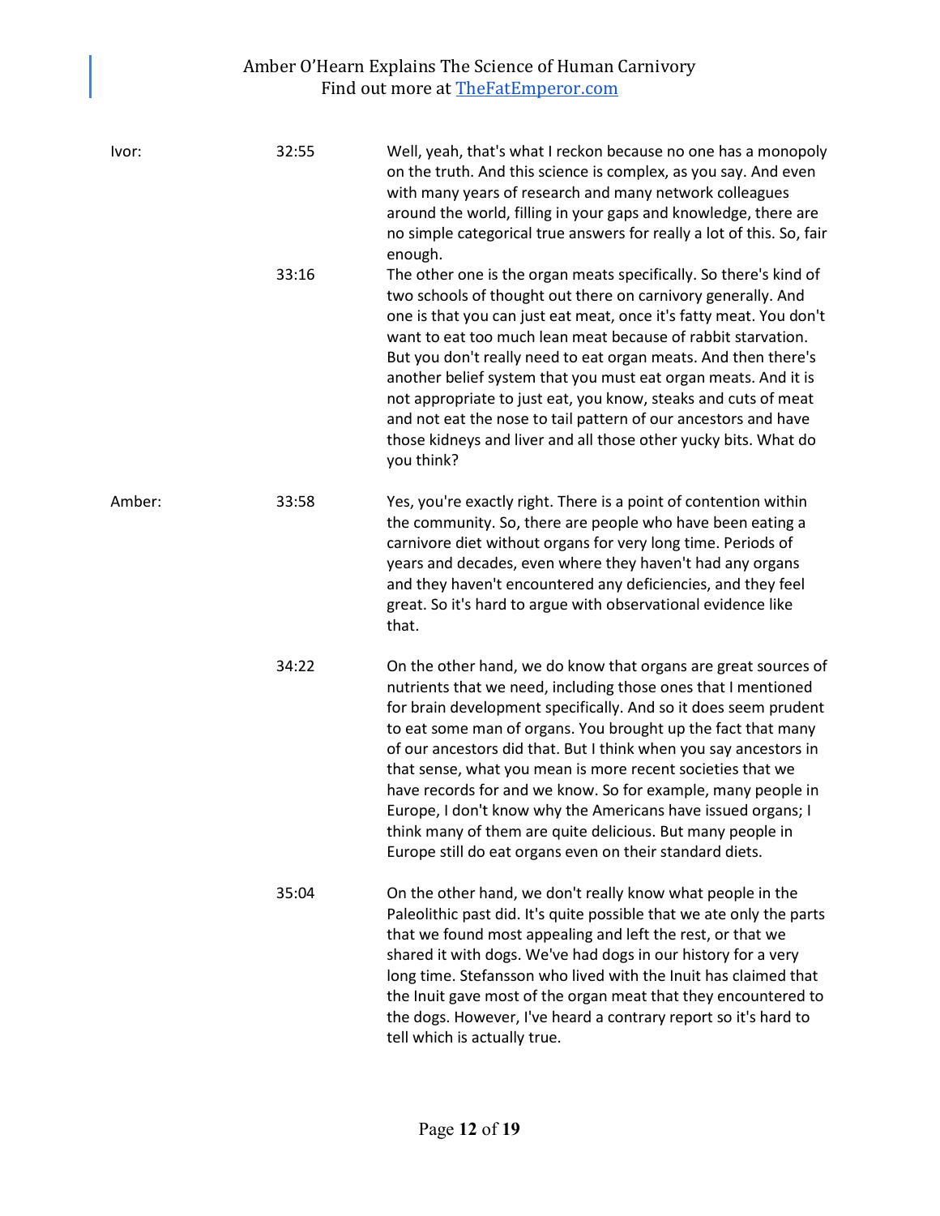| | | |
|---|---|---|
| Ivor: | 32:55 | Well, yeah, that's what I reckon because no one has a monopoly on the truth. And this science is complex, as you say. And even with many years of research and many network colleagues around the world, filling in your gaps and knowledge, there are no simple categorical true answers for really a lot of this. So, fair enough. |
| | 33:16 | The other one is the organ meats specifically. So there's kind of two schools of thought out there on carnivory generally. And one is that you can just eat meat, once it's fatty meat. You don't want to eat too much lean meat because of rabbit starvation. But you don't really need to eat organ meats. And then there's another belief system that you must eat organ meats. And it is not appropriate to just eat, you know, steaks and cuts of meat and not eat the nose to tail pattern of our ancestors and have those kidneys and liver and all those other yucky bits. What do you think? |
| Amber: | 33:58 | Yes, you're exactly right. There is a point of contention within the community. So, there are people who have been eating a carnivore diet without organs for very long time. Periods of years and decades, even where they haven't had any organs and they haven't encountered any deficiencies, and they feel great. So it's hard to argue with observational evidence like that. |
| | 34:22 | On the other hand, we do know that organs are great sources of nutrients that we need, including those ones that I mentioned for brain development specifically. And so it does seem prudent to eat some man of organs. You brought up the fact that many of our ancestors did that. But I think when you say ancestors in that sense, what you mean is more recent societies that we have records for and we know. So for example, many people in Europe, I don't know why the Americans have issued organs; I think many of them are quite delicious. But many people in Europe still do eat organs even on their standard diets. |
| | 35:04 | On the other hand, we don't really know what people in the Paleolithic past did. It's quite possible that we ate only the parts that we found most appealing and left the rest, or that we shared it with dogs. We've had dogs in our history for a very long time. Stefansson who lived with the Inuit has claimed that the Inuit gave most of the organ meat that they encountered to the dogs. However, I've heard a contrary report so it's hard to tell which is actually true. |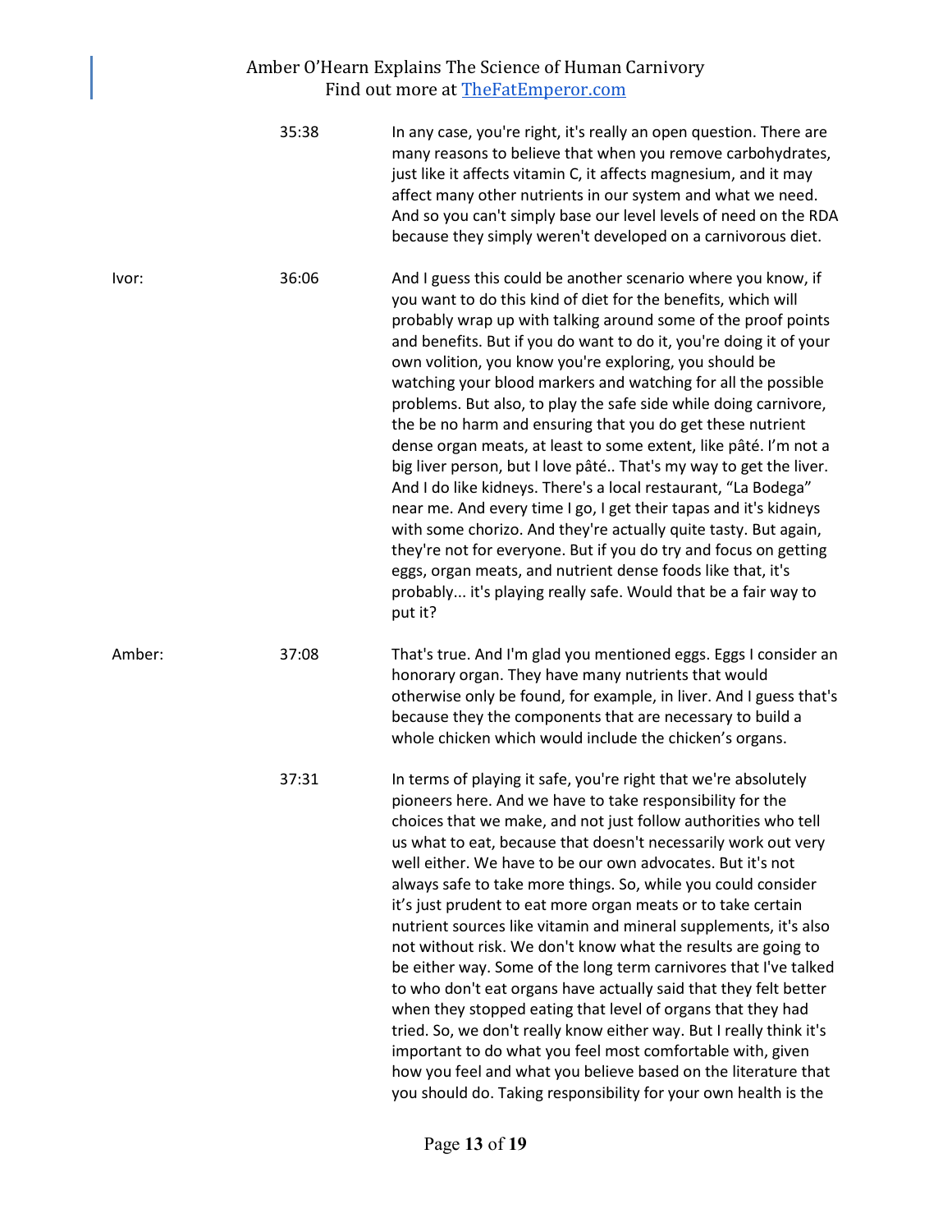| | | |
|---|---|---|
| | 35:38 | In any case, you're right, it's really an open question. There are many reasons to believe that when you remove carbohydrates, just like it affects vitamin C, it affects magnesium, and it may affect many other nutrients in our system and what we need. And so you can't simply base our level levels of need on the RDA because they simply weren't developed on a carnivorous diet. |
| Ivor: | 36:06 | And I guess this could be another scenario where you know, if you want to do this kind of diet for the benefits, which will probably wrap up with talking around some of the proof points and benefits. But if you do want to do it, you're doing it of your own volition, you know you're exploring, you should be watching your blood markers and watching for all the possible problems. But also, to play the safe side while doing carnivore, the be no harm and ensuring that you do get these nutrient dense organ meats, at least to some extent, like pâté. I'm not a big liver person, but I love pâté.. That's my way to get the liver. And I do like kidneys. There's a local restaurant, "La Bodega" near me. And every time I go, I get their tapas and it's kidneys with some chorizo. And they're actually quite tasty. But again, they're not for everyone. But if you do try and focus on getting eggs, organ meats, and nutrient dense foods like that, it's probably... it's playing really safe. Would that be a fair way to put it? |
| Amber: | 37:08 | That's true. And I'm glad you mentioned eggs. Eggs I consider an honorary organ. They have many nutrients that would otherwise only be found, for example, in liver. And I guess that's because they the components that are necessary to build a whole chicken which would include the chicken's organs. |
| | 37:31 | In terms of playing it safe, you're right that we're absolutely pioneers here. And we have to take responsibility for the choices that we make, and not just follow authorities who tell us what to eat, because that doesn't necessarily work out very well either. We have to be our own advocates. But it's not always safe to take more things. So, while you could consider it's just prudent to eat more organ meats or to take certain nutrient sources like vitamin and mineral supplements, it's also not without risk. We don't know what the results are going to be either way. Some of the long term carnivores that I've talked to who don't eat organs have actually said that they felt better when they stopped eating that level of organs that they had tried. So, we don't really know either way. But I really think it's important to do what you feel most comfortable with, given how you feel and what you believe based on the literature that you should do. Taking responsibility for your own health is the |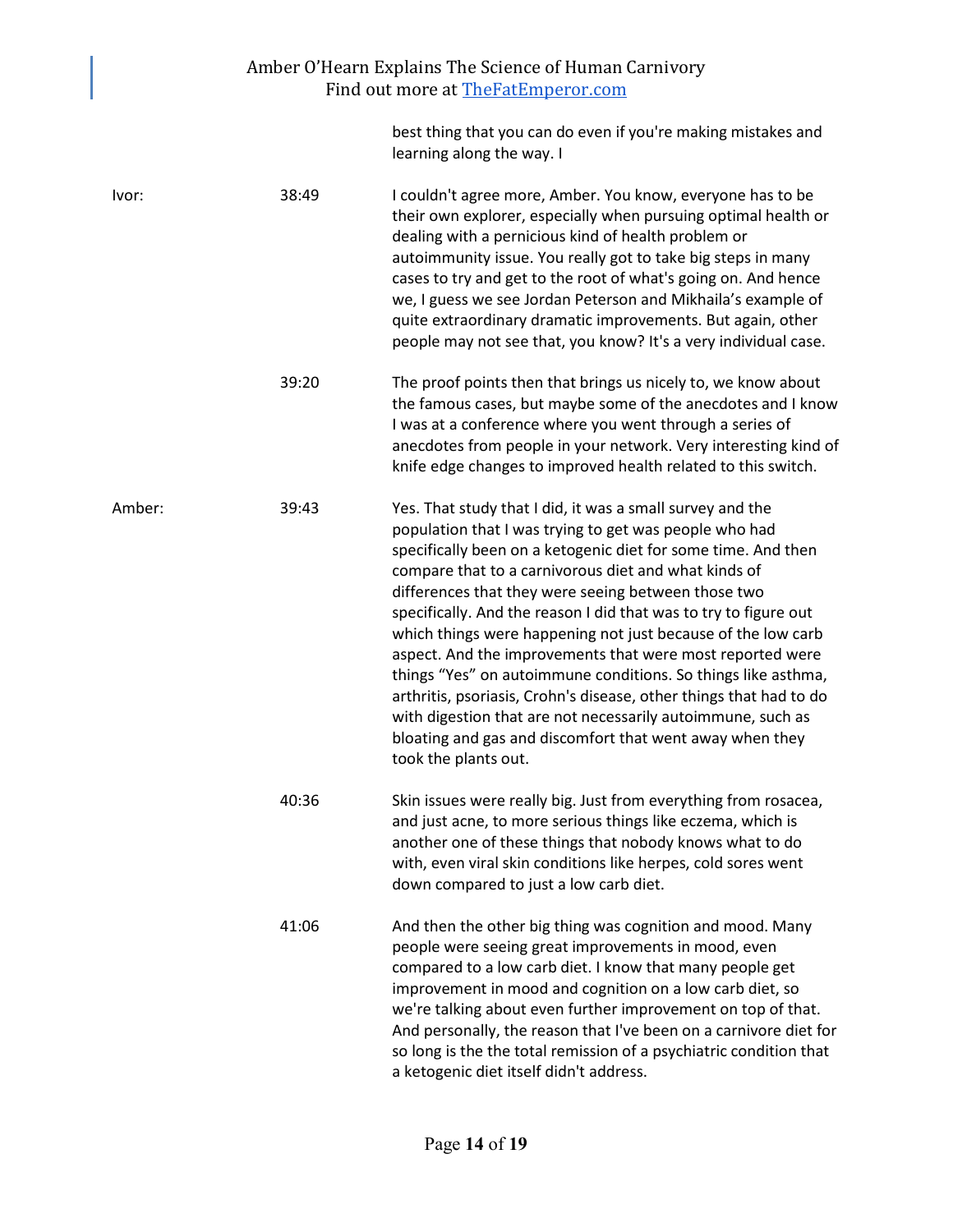best thing that you can do even if you're making mistakes and learning along the way. I

| | | |
|---|---|---|
| Ivor: | 38:49 | I couldn't agree more, Amber. You know, everyone has to be their own explorer, especially when pursuing optimal health or dealing with a pernicious kind of health problem or autoimmunity issue. You really got to take big steps in many cases to try and get to the root of what's going on. And hence we, I guess we see Jordan Peterson and Mikhaila's example of quite extraordinary dramatic improvements. But again, other people may not see that, you know? It's a very individual case. |
| | 39:20 | The proof points then that brings us nicely to, we know about the famous cases, but maybe some of the anecdotes and I know I was at a conference where you went through a series of anecdotes from people in your network. Very interesting kind of knife edge changes to improved health related to this switch. |
| Amber: | 39:43 | Yes. That study that I did, it was a small survey and the population that I was trying to get was people who had specifically been on a ketogenic diet for some time. And then compare that to a carnivorous diet and what kinds of differences that they were seeing between those two specifically. And the reason I did that was to try to figure out which things were happening not just because of the low carb aspect. And the improvements that were most reported were things "Yes" on autoimmune conditions. So things like asthma, arthritis, psoriasis, Crohn's disease, other things that had to do with digestion that are not necessarily autoimmune, such as bloating and gas and discomfort that went away when they took the plants out. |
| | 40:36 | Skin issues were really big. Just from everything from rosacea, and just acne, to more serious things like eczema, which is another one of these things that nobody knows what to do with, even viral skin conditions like herpes, cold sores went down compared to just a low carb diet. |
| | 41:06 | And then the other big thing was cognition and mood. Many people were seeing great improvements in mood, even compared to a low carb diet. I know that many people get improvement in mood and cognition on a low carb diet, so we're talking about even further improvement on top of that. And personally, the reason that I've been on a carnivore diet for so long is the the total remission of a psychiatric condition that a ketogenic diet itself didn't address. |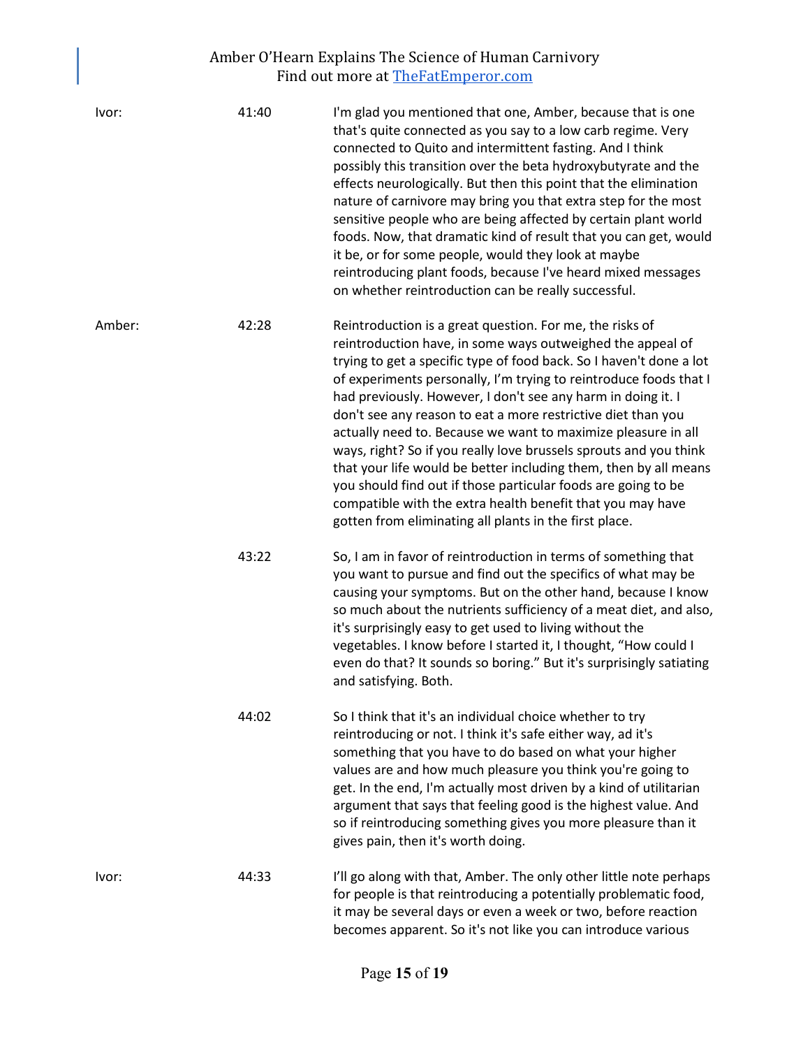| | | |
|---|---|---|
| Ivor: | 41:40 | I'm glad you mentioned that one, Amber, because that is one that's quite connected as you say to a low carb regime. Very connected to Quito and intermittent fasting. And I think possibly this transition over the beta hydroxybutyrate and the effects neurologically. But then this point that the elimination nature of carnivore may bring you that extra step for the most sensitive people who are being affected by certain plant world foods. Now, that dramatic kind of result that you can get, would it be, or for some people, would they look at maybe reintroducing plant foods, because I've heard mixed messages on whether reintroduction can be really successful. |
| Amber: | 42:28 | Reintroduction is a great question. For me, the risks of reintroduction have, in some ways outweighed the appeal of trying to get a specific type of food back. So I haven't done a lot of experiments personally, I'm trying to reintroduce foods that I had previously. However, I don't see any harm in doing it. I don't see any reason to eat a more restrictive diet than you actually need to. Because we want to maximize pleasure in all ways, right? So if you really love brussels sprouts and you think that your life would be better including them, then by all means you should find out if those particular foods are going to be compatible with the extra health benefit that you may have gotten from eliminating all plants in the first place. |
| | 43:22 | So, I am in favor of reintroduction in terms of something that you want to pursue and find out the specifics of what may be causing your symptoms. But on the other hand, because I know so much about the nutrients sufficiency of a meat diet, and also, it's surprisingly easy to get used to living without the vegetables. I know before I started it, I thought, "How could I even do that? It sounds so boring." But it's surprisingly satiating and satisfying. Both. |
| | 44:02 | So I think that it's an individual choice whether to try reintroducing or not. I think it's safe either way, ad it's something that you have to do based on what your higher values are and how much pleasure you think you're going to get. In the end, I'm actually most driven by a kind of utilitarian argument that says that feeling good is the highest value. And so if reintroducing something gives you more pleasure than it gives pain, then it's worth doing. |
| Ivor: | 44:33 | I'll go along with that, Amber. The only other little note perhaps for people is that reintroducing a potentially problematic food, it may be several days or even a week or two, before reaction becomes apparent. So it's not like you can introduce various |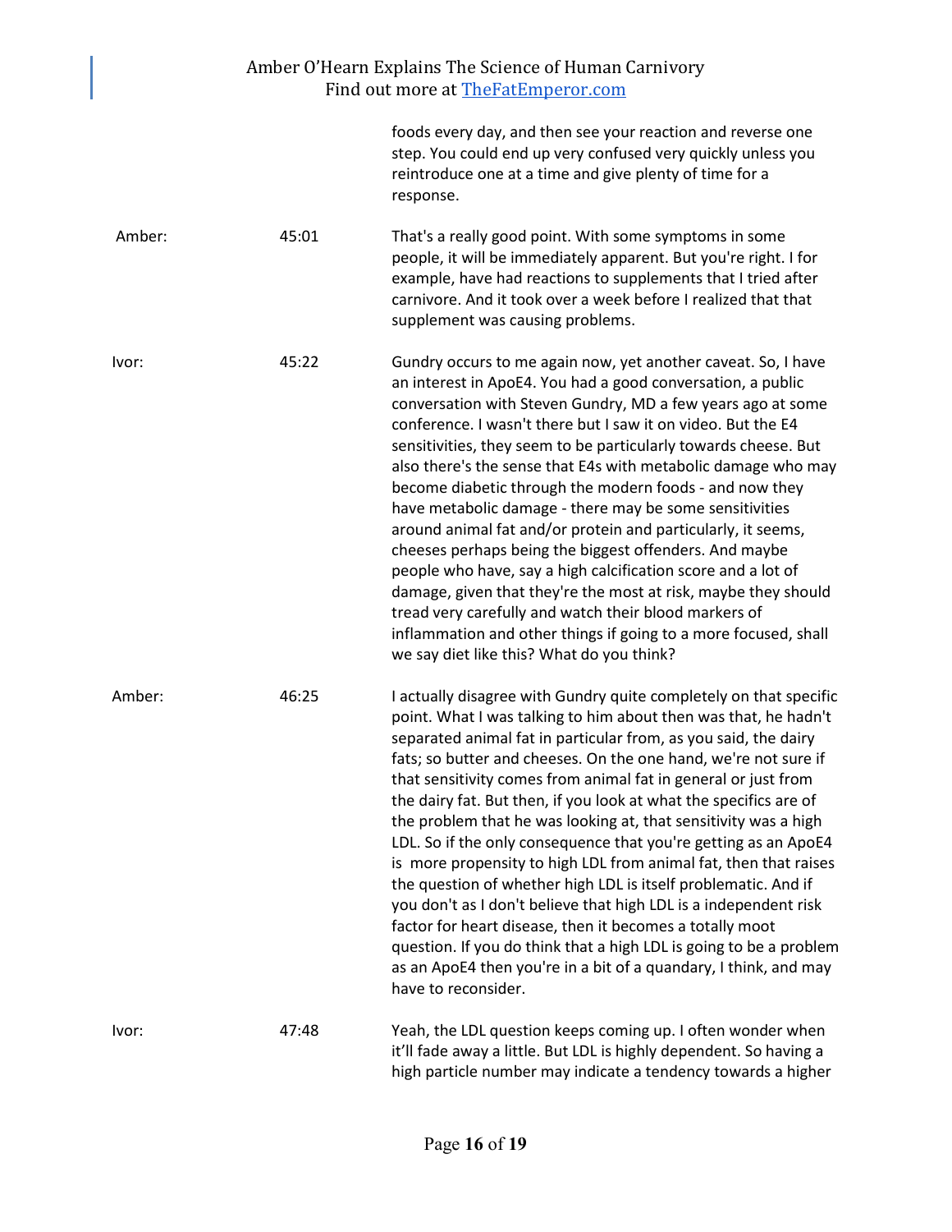foods every day, and then see your reaction and reverse one step. You could end up very confused very quickly unless you reintroduce one at a time and give plenty of time for a response.

| | | |
|---|---|---|
| Amber: | 45:01 | That's a really good point. With some symptoms in some people, it will be immediately apparent. But you're right. I for example, have had reactions to supplements that I tried after carnivore. And it took over a week before I realized that that supplement was causing problems. |
| Ivor: | 45:22 | Gundry occurs to me again now, yet another caveat. So, I have an interest in ApoE4. You had a good conversation, a public conversation with Steven Gundry, MD a few years ago at some conference. I wasn't there but I saw it on video. But the E4 sensitivities, they seem to be particularly towards cheese. But also there's the sense that E4s with metabolic damage who may become diabetic through the modern foods - and now they have metabolic damage - there may be some sensitivities around animal fat and/or protein and particularly, it seems, cheeses perhaps being the biggest offenders. And maybe people who have, say a high calcification score and a lot of damage, given that they're the most at risk, maybe they should tread very carefully and watch their blood markers of inflammation and other things if going to a more focused, shall we say diet like this? What do you think? |
| Amber: | 46:25 | I actually disagree with Gundry quite completely on that specific point. What I was talking to him about then was that, he hadn't separated animal fat in particular from, as you said, the dairy fats; so butter and cheeses. On the one hand, we're not sure if that sensitivity comes from animal fat in general or just from the dairy fat. But then, if you look at what the specifics are of the problem that he was looking at, that sensitivity was a high LDL. So if the only consequence that you're getting as an ApoE4 is more propensity to high LDL from animal fat, then that raises the question of whether high LDL is itself problematic. And if you don't as I don't believe that high LDL is a independent risk factor for heart disease, then it becomes a totally moot question. If you do think that a high LDL is going to be a problem as an ApoE4 then you're in a bit of a quandary, I think, and may have to reconsider. |
| Ivor: | 47:48 | Yeah, the LDL question keeps coming up. I often wonder when it'll fade away a little. But LDL is highly dependent. So having a high particle number may indicate a tendency towards a higher |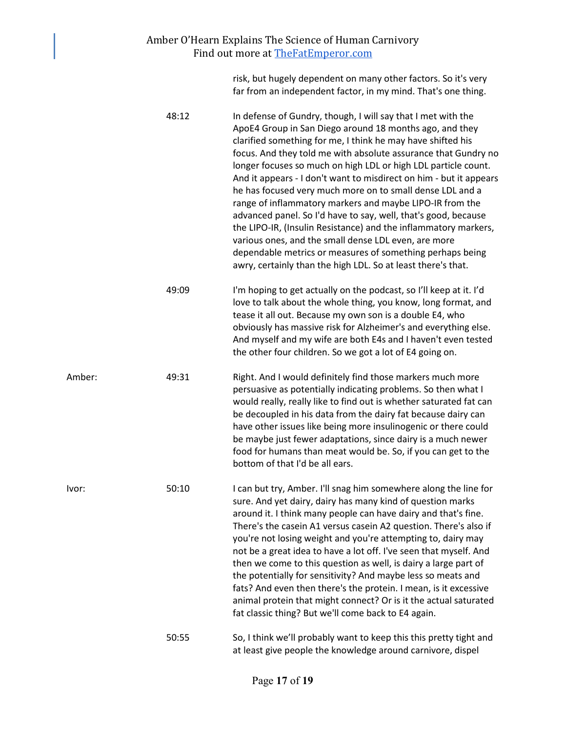risk, but hugely dependent on many other factors. So it's very far from an independent factor, in my mind. That's one thing.

| | | |
|---|---|---|
| | 48:12 | In defense of Gundry, though, I will say that I met with the ApoE4 Group in San Diego around 18 months ago, and they clarified something for me, I think he may have shifted his focus. And they told me with absolute assurance that Gundry no longer focuses so much on high LDL or high LDL particle count. And it appears - I don't want to misdirect on him - but it appears he has focused very much more on to small dense LDL and a range of inflammatory markers and maybe LIPO-IR from the advanced panel. So I'd have to say, well, that's good, because the LIPO-IR, (Insulin Resistance) and the inflammatory markers, various ones, and the small dense LDL even, are more dependable metrics or measures of something perhaps being awry, certainly than the high LDL. So at least there's that. |
| | 49:09 | I'm hoping to get actually on the podcast, so I'll keep at it. I'd love to talk about the whole thing, you know, long format, and tease it all out. Because my own son is a double E4, who obviously has massive risk for Alzheimer's and everything else. And myself and my wife are both E4s and I haven't even tested the other four children. So we got a lot of E4 going on. |
| Amber: | 49:31 | Right. And I would definitely find those markers much more persuasive as potentially indicating problems. So then what I would really, really like to find out is whether saturated fat can be decoupled in his data from the dairy fat because dairy can have other issues like being more insulinogenic or there could be maybe just fewer adaptations, since dairy is a much newer food for humans than meat would be. So, if you can get to the bottom of that I'd be all ears. |
| Ivor: | 50:10 | I can but try, Amber. I'll snag him somewhere along the line for sure. And yet dairy, dairy has many kind of question marks around it. I think many people can have dairy and that's fine. There's the casein A1 versus casein A2 question. There's also if you're not losing weight and you're attempting to, dairy may not be a great idea to have a lot off. I've seen that myself. And then we come to this question as well, is dairy a large part of the potentially for sensitivity? And maybe less so meats and fats? And even then there's the protein. I mean, is it excessive animal protein that might connect? Or is it the actual saturated fat classic thing? But we'll come back to E4 again. |
| | 50:55 | So, I think we'll probably want to keep this this pretty tight and at least give people the knowledge around carnivore, dispel |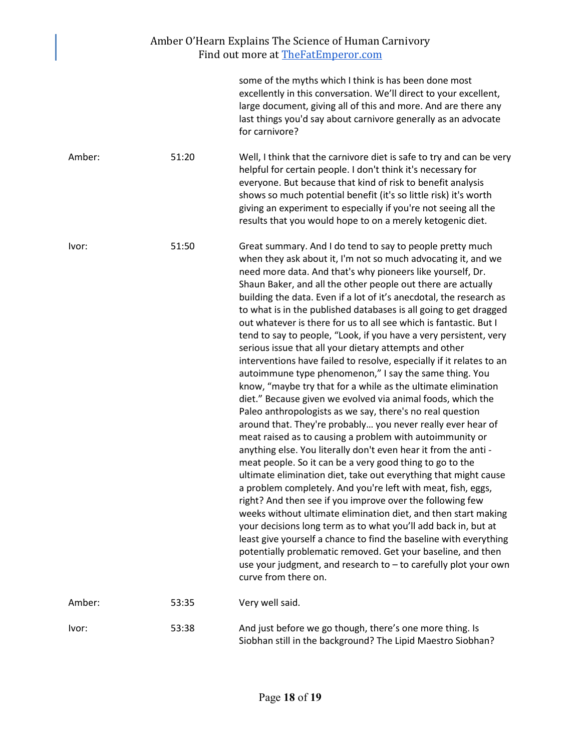| | | |
|---|---|---|
| | | some of the myths which I think is has been done most excellently in this conversation. We'll direct to your excellent, large document, giving all of this and more. And are there any last things you'd say about carnivore generally as an advocate for carnivore? |
| Amber: | 51:20 | Well, I think that the carnivore diet is safe to try and can be very helpful for certain people. I don't think it's necessary for everyone. But because that kind of risk to benefit analysis shows so much potential benefit (it's so little risk) it's worth giving an experiment to especially if you're not seeing all the results that you would hope to on a merely ketogenic diet. |
| Ivor: | 51:50 | Great summary. And I do tend to say to people pretty much when they ask about it, I'm not so much advocating it, and we need more data. And that's why pioneers like yourself, Dr. Shaun Baker, and all the other people out there are actually building the data. Even if a lot of it's anecdotal, the research as to what is in the published databases is all going to get dragged out whatever is there for us to all see which is fantastic. But I tend to say to people, "Look, if you have a very persistent, very serious issue that all your dietary attempts and other interventions have failed to resolve, especially if it relates to an autoimmune type phenomenon," I say the same thing. You know, "maybe try that for a while as the ultimate elimination diet." Because given we evolved via animal foods, which the Paleo anthropologists as we say, there's no real question around that. They're probably… you never really ever hear of meat raised as to causing a problem with autoimmunity or anything else. You literally don't even hear it from the anti - meat people. So it can be a very good thing to go to the ultimate elimination diet, take out everything that might cause a problem completely. And you're left with meat, fish, eggs, right? And then see if you improve over the following few weeks without ultimate elimination diet, and then start making your decisions long term as to what you'll add back in, but at least give yourself a chance to find the baseline with everything potentially problematic removed. Get your baseline, and then use your judgment, and research to – to carefully plot your own curve from there on. |
| Amber: | 53:35 | Very well said. |
| Ivor: | 53:38 | And just before we go though, there's one more thing. Is Siobhan still in the background? The Lipid Maestro Siobhan? |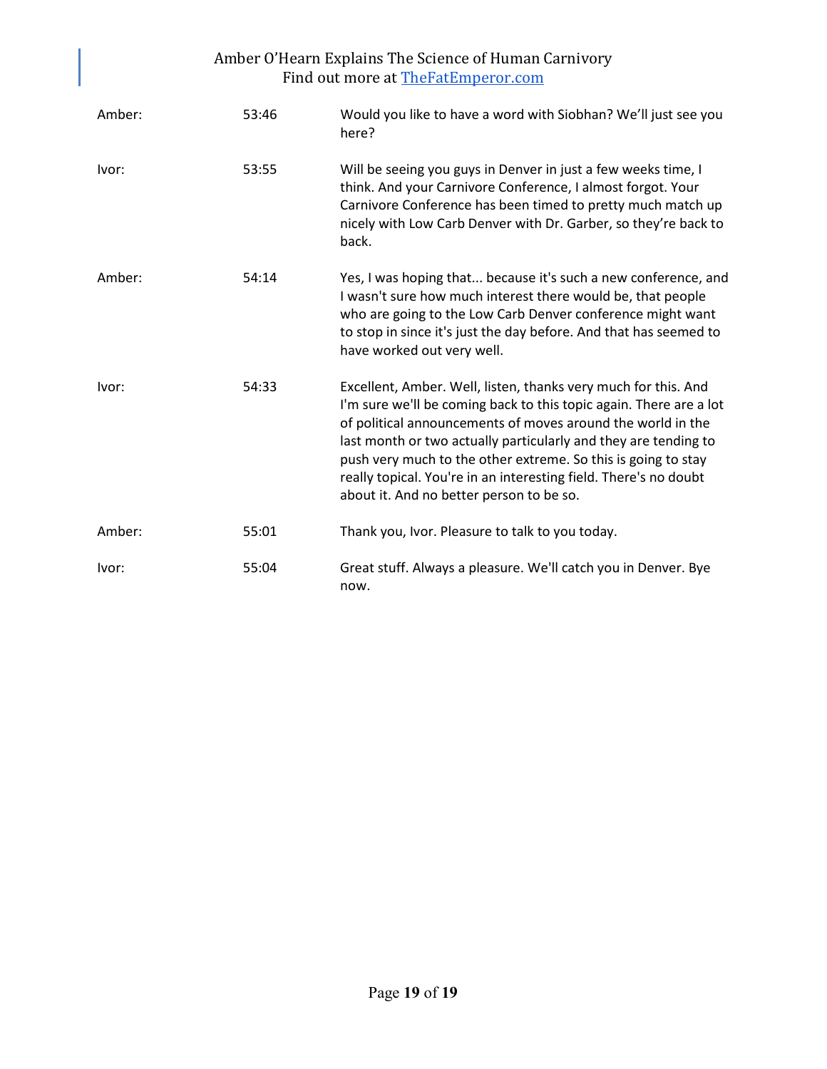| | | |
|---|---|---|
| Amber: | 53:46 | Would you like to have a word with Siobhan? We'll just see you here? |
| Ivor: | 53:55 | Will be seeing you guys in Denver in just a few weeks time, I think. And your Carnivore Conference, I almost forgot. Your Carnivore Conference has been timed to pretty much match up nicely with Low Carb Denver with Dr. Garber, so they're back to back. |
| Amber: | 54:14 | Yes, I was hoping that... because it's such a new conference, and I wasn't sure how much interest there would be, that people who are going to the Low Carb Denver conference might want to stop in since it's just the day before. And that has seemed to have worked out very well. |
| Ivor: | 54:33 | Excellent, Amber. Well, listen, thanks very much for this. And I'm sure we'll be coming back to this topic again. There are a lot of political announcements of moves around the world in the last month or two actually particularly and they are tending to push very much to the other extreme. So this is going to stay really topical. You're in an interesting field. There's no doubt about it. And no better person to be so. |
| Amber: | 55:01 | Thank you, Ivor. Pleasure to talk to you today. |
| Ivor: | 55:04 | Great stuff. Always a pleasure. We'll catch you in Denver. Bye now. |